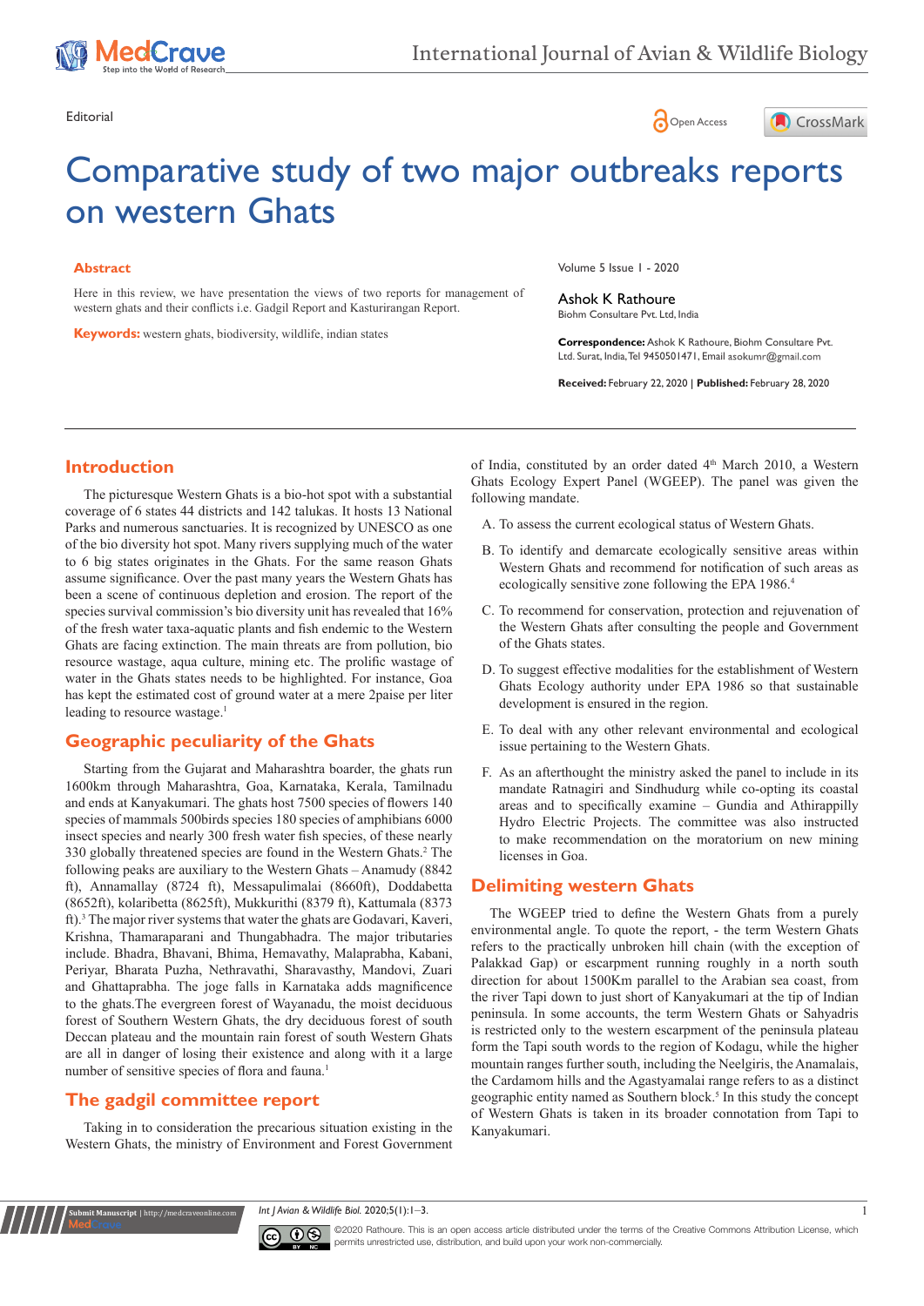Editorial

# Comparative study of two major outbreaks reports on western Ghats

## Abstract

Here in this review, we have presentation the views of two reports for management of western ghats and their conflicts i.e. Gadgil Report and Kasturirangan Report.

**Keywords:** western ghats, biodiversity, wildlife, indian states

Volume 5 Issue 1 - 2020

Ashok K Rathoure

Biohm Consultare Pvt. Ltd, India

**Correspondence:** Ashok K Rathoure, Biohm Consultare Pvt. Ltd. Surat, India, Tel 9450501471, Email asokumr@gmail.com

**Received:** February 22, 2020 | **Published:** February 28, 2020

## Introduction

The picturesque Western Ghats is a bio-hot spot with a substantial coverage of 6 states 44 districts and 142 talukas. It hosts 13 National Parks and numerous sanctuaries. It is recognized by UNESCO as one of the bio diversity hot spot. Many rivers supplying much of the water to 6 big states originates in the Ghats. For the same reason Ghats assume significance. Over the past many years the Western Ghats has been a scene of continuous depletion and erosion. The report of the species survival commission's bio diversity unit has revealed that 16% of the fresh water taxa-aquatic plants and fish endemic to the Western Ghats are facing extinction. The main threats are from pollution, bio resource wastage, aqua culture, mining etc. The prolific wastage of water in the Ghats states needs to be highlighted. For instance, Goa has kept the estimated cost of ground water at a mere 2paise per liter leading to resource wastage.[1]

## Geographic peculiarity of the Ghats

Starting from the Gujarat and Maharashtra boarder, the ghats run 1600km through Maharashtra, Goa, Karnataka, Kerala, Tamilnadu and ends at Kanyakumari. The ghats host 7500 species of flowers 140 species of mammals 500birds species 180 species of amphibians 6000 insect species and nearly 300 fresh water fish species, of these nearly 330 globally threatened species are found in the Western Ghats.[2] The following peaks are auxiliary to the Western Ghats – Anamudy (8842 ft), Annamallay (8724 ft), Messapulimalai (8660ft), Doddabetta (8652ft), kolaribetta (8625ft), Mukkurithi (8379 ft), Kattumala (8373 ft).[3] The major river systems that water the ghats are Godavari, Kaveri, Krishna, Thamaraparani and Thungabhadra. The major tributaries include. Bhadra, Bhavani, Bhima, Hemavathy, Malaprabha, Kabani, Periyar, Bharata Puzha, Nethravathi, Sharavasthy, Mandovi, Zuari and Ghattaprabha. The joge falls in Karnataka adds magnificence to the ghats.The evergreen forest of Wayanadu, the moist deciduous forest of Southern Western Ghats, the dry deciduous forest of south Deccan plateau and the mountain rain forest of south Western Ghats are all in danger of losing their existence and along with it a large number of sensitive species of flora and fauna.[1]

## The gadgil committee report

Taking in to consideration the precarious situation existing in the Western Ghats, the ministry of Environment and Forest Government of India, constituted by an order dated 4th March 2010, a Western Ghats Ecology Expert Panel (WGEEP). The panel was given the following mandate.

A. To assess the current ecological status of Western Ghats.

B. To identify and demarcate ecologically sensitive areas within Western Ghats and recommend for notification of such areas as ecologically sensitive zone following the EPA 1986.[4]

C. To recommend for conservation, protection and rejuvenation of the Western Ghats after consulting the people and Government of the Ghats states.

D. To suggest effective modalities for the establishment of Western Ghats Ecology authority under EPA 1986 so that sustainable development is ensured in the region.

E. To deal with any other relevant environmental and ecological issue pertaining to the Western Ghats.

F. As an afterthought the ministry asked the panel to include in its mandate Ratnagiri and Sindhudurg while co-opting its coastal areas and to specifically examine – Gundia and Athirappilly Hydro Electric Projects. The committee was also instructed to make recommendation on the moratorium on new mining licenses in Goa.

## Delimiting western Ghats

The WGEEP tried to define the Western Ghats from a purely environmental angle. To quote the report, - the term Western Ghats refers to the practically unbroken hill chain (with the exception of Palakkad Gap) or escarpment running roughly in a north south direction for about 1500Km parallel to the Arabian sea coast, from the river Tapi down to just short of Kanyakumari at the tip of Indian peninsula. In some accounts, the term Western Ghats or Sahyadris is restricted only to the western escarpment of the peninsula plateau form the Tapi south words to the region of Kodagu, while the higher mountain ranges further south, including the Neelgiris, the Anamalais, the Cardamom hills and the Agastyamalai range refers to as a distinct geographic entity named as Southern block.[5] In this study the concept of Western Ghats is taken in its broader connotation from Tapi to Kanyakumari.

©2020 Rathoure. This is an open access article distributed under the terms of the Creative Commons Attribution License, which permits unrestricted use, distribution, and build upon your work non-commercially.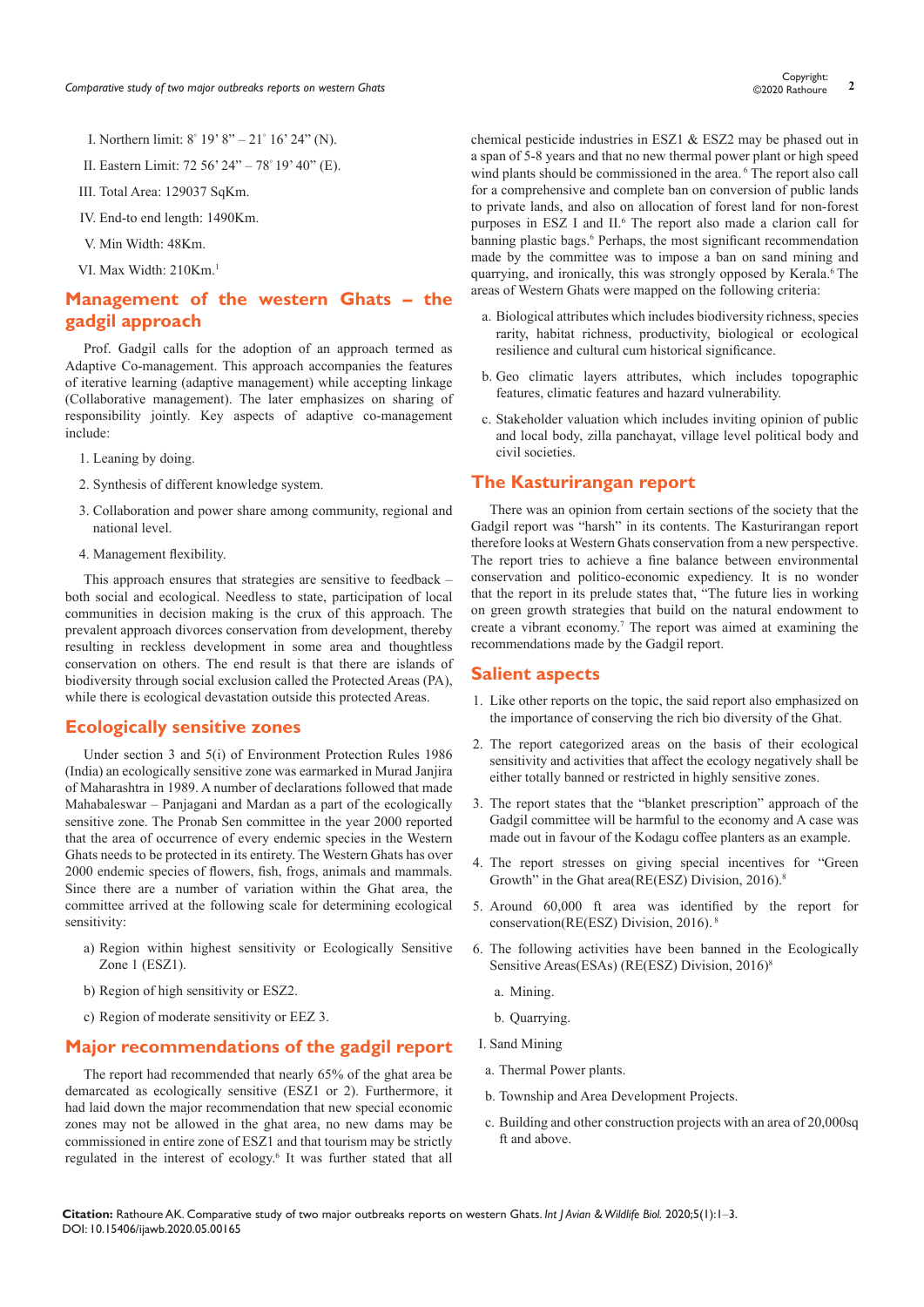I. Northern limit: 8° 19' 8" – 21° 16' 24" (N).

II. Eastern Limit: 72 56' 24" – 78° 19' 40" (E).

III. Total Area: 129037 SqKm.

IV. End-to end length: 1490Km.

V. Min Width: 48Km.

VI. Max Width: 210Km.[1]

## Management of the western Ghats – the gadgil approach

Prof. Gadgil calls for the adoption of an approach termed as Adaptive Co-management. This approach accompanies the features of iterative learning (adaptive management) while accepting linkage (Collaborative management). The later emphasizes on sharing of responsibility jointly. Key aspects of adaptive co-management include:

1. Leaning by doing.
2. Synthesis of different knowledge system.
3. Collaboration and power share among community, regional and national level.
4. Management flexibility.

This approach ensures that strategies are sensitive to feedback – both social and ecological. Needless to state, participation of local communities in decision making is the crux of this approach. The prevalent approach divorces conservation from development, thereby resulting in reckless development in some area and thoughtless conservation on others. The end result is that there are islands of biodiversity through social exclusion called the Protected Areas (PA), while there is ecological devastation outside this protected Areas.

## Ecologically sensitive zones

Under section 3 and 5(i) of Environment Protection Rules 1986 (India) an ecologically sensitive zone was earmarked in Murad Janjira of Maharashtra in 1989. A number of declarations followed that made Mahabaleswar – Panjagani and Mardan as a part of the ecologically sensitive zone. The Pronab Sen committee in the year 2000 reported that the area of occurrence of every endemic species in the Western Ghats needs to be protected in its entirety. The Western Ghats has over 2000 endemic species of flowers, fish, frogs, animals and mammals. Since there are a number of variation within the Ghat area, the committee arrived at the following scale for determining ecological sensitivity:

a) Region within highest sensitivity or Ecologically Sensitive Zone 1 (ESZ1).

b) Region of high sensitivity or ESZ2.

c) Region of moderate sensitivity or EEZ 3.

## Major recommendations of the gadgil report

The report had recommended that nearly 65% of the ghat area be demarcated as ecologically sensitive (ESZ1 or 2). Furthermore, it had laid down the major recommendation that new special economic zones may not be allowed in the ghat area, no new dams may be commissioned in entire zone of ESZ1 and that tourism may be strictly regulated in the interest of ecology.[6] It was further stated that all chemical pesticide industries in ESZ1 & ESZ2 may be phased out in a span of 5-8 years and that no new thermal power plant or high speed wind plants should be commissioned in the area.[6] The report also call for a comprehensive and complete ban on conversion of public lands to private lands, and also on allocation of forest land for non-forest purposes in ESZ I and II.[6] The report also made a clarion call for banning plastic bags.[6] Perhaps, the most significant recommendation made by the committee was to impose a ban on sand mining and quarrying, and ironically, this was strongly opposed by Kerala.[6] The areas of Western Ghats were mapped on the following criteria:

a. Biological attributes which includes biodiversity richness, species rarity, habitat richness, productivity, biological or ecological resilience and cultural cum historical significance.

b. Geo climatic layers attributes, which includes topographic features, climatic features and hazard vulnerability.

c. Stakeholder valuation which includes inviting opinion of public and local body, zilla panchayat, village level political body and civil societies.

## The Kasturirangan report

There was an opinion from certain sections of the society that the Gadgil report was "harsh" in its contents. The Kasturirangan report therefore looks at Western Ghats conservation from a new perspective. The report tries to achieve a fine balance between environmental conservation and politico-economic expediency. It is no wonder that the report in its prelude states that, "The future lies in working on green growth strategies that build on the natural endowment to create a vibrant economy.[7] The report was aimed at examining the recommendations made by the Gadgil report.

## Salient aspects

1. Like other reports on the topic, the said report also emphasized on the importance of conserving the rich bio diversity of the Ghat.
2. The report categorized areas on the basis of their ecological sensitivity and activities that affect the ecology negatively shall be either totally banned or restricted in highly sensitive zones.
3. The report states that the "blanket prescription" approach of the Gadgil committee will be harmful to the economy and A case was made out in favour of the Kodagu coffee planters as an example.
4. The report stresses on giving special incentives for "Green Growth" in the Ghat area(RE(ESZ) Division, 2016).[8]
5. Around 60,000 ft area was identified by the report for conservation(RE(ESZ) Division, 2016).[8]
6. The following activities have been banned in the Ecologically Sensitive Areas(ESAs) (RE(ESZ) Division, 2016)[8]
   a. Mining.
   b. Quarrying.

I. Sand Mining

a. Thermal Power plants.

b. Township and Area Development Projects.

c. Building and other construction projects with an area of 20,000sq ft and above.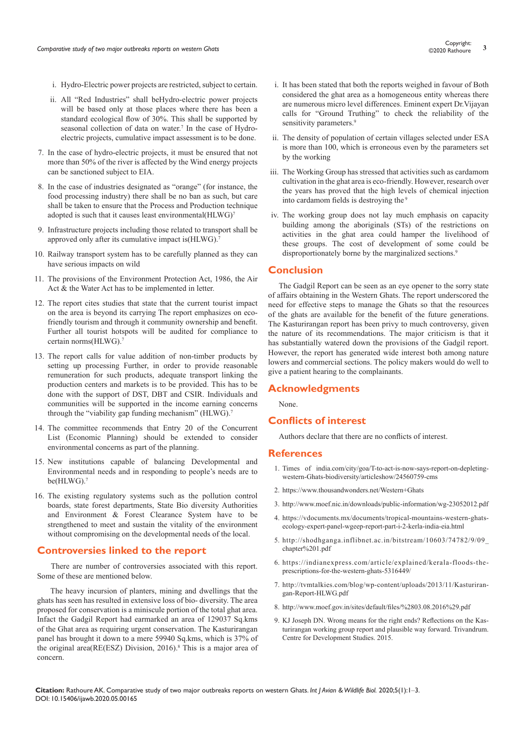i. Hydro-Electric power projects are restricted, subject to certain.

ii. All "Red Industries" shall beHydro-electric power projects will be based only at those places where there has been a standard ecological flow of 30%. This shall be supported by seasonal collection of data on water.[7] In the case of Hydro-electric projects, cumulative impact assessment is to be done.

7. In the case of hydro-electric projects, it must be ensured that not more than 50% of the river is affected by the Wind energy projects can be sanctioned subject to EIA.

8. In the case of industries designated as "orange" (for instance, the food processing industry) there shall be no ban as such, but care shall be taken to ensure that the Process and Production technique adopted is such that it causes least environmental(HLWG)[7]

9. Infrastructure projects including those related to transport shall be approved only after its cumulative impact is(HLWG).[7]

10. Railway transport system has to be carefully planned as they can have serious impacts on wild

11. The provisions of the Environment Protection Act, 1986, the Air Act & the Water Act has to be implemented in letter.

12. The report cites studies that state that the current tourist impact on the area is beyond its carrying The report emphasizes on eco-friendly tourism and through it community ownership and benefit. Further all tourist hotspots will be audited for compliance to certain norms(HLWG).[7]

13. The report calls for value addition of non-timber products by setting up processing Further, in order to provide reasonable remuneration for such products, adequate transport linking the production centers and markets is to be provided. This has to be done with the support of DST, DBT and CSIR. Individuals and communities will be supported in the income earning concerns through the "viability gap funding mechanism" (HLWG).[7]

14. The committee recommends that Entry 20 of the Concurrent List (Economic Planning) should be extended to consider environmental concerns as part of the planning.

15. New institutions capable of balancing Developmental and Environmental needs and in responding to people's needs are to be(HLWG).[7]

16. The existing regulatory systems such as the pollution control boards, state forest departments, State Bio diversity Authorities and Environment & Forest Clearance System have to be strengthened to meet and sustain the vitality of the environment without compromising on the developmental needs of the local.

## Controversies linked to the report

There are number of controversies associated with this report. Some of these are mentioned below.

The heavy incursion of planters, mining and dwellings that the ghats has seen has resulted in extensive loss of bio- diversity. The area proposed for conservation is a miniscule portion of the total ghat area. Infact the Gadgil Report had earmarked an area of 129037 Sq.kms of the Ghat area as requiring urgent conservation. The Kasturirangan panel has brought it down to a mere 59940 Sq.kms, which is 37% of the original area(RE(ESZ) Division, 2016).[8] This is a major area of concern.

i. It has been stated that both the reports weighed in favour of Both considered the ghat area as a homogeneous entity whereas there are numerous micro level differences. Eminent expert Dr.Vijayan calls for "Ground Truthing" to check the reliability of the sensitivity parameters.[9]

ii. The density of population of certain villages selected under ESA is more than 100, which is erroneous even by the parameters set by the working

iii. The Working Group has stressed that activities such as cardamom cultivation in the ghat area is eco-friendly. However, research over the years has proved that the high levels of chemical injection into cardamom fields is destroying the[9]

iv. The working group does not lay much emphasis on capacity building among the aboriginals (STs) of the restrictions on activities in the ghat area could hamper the livelihood of these groups. The cost of development of some could be disproportionately borne by the marginalized sections.[9]

## Conclusion

The Gadgil Report can be seen as an eye opener to the sorry state of affairs obtaining in the Western Ghats. The report underscored the need for effective steps to manage the Ghats so that the resources of the ghats are available for the benefit of the future generations. The Kasturirangan report has been privy to much controversy, given the nature of its recommendations. The major criticism is that it has substantially watered down the provisions of the Gadgil report. However, the report has generated wide interest both among nature lowers and commercial sections. The policy makers would do well to give a patient hearing to the complainants.

## Acknowledgments

None.

## Conflicts of interest

Authors declare that there are no conflicts of interest.

## References

1. Times of india.com/city/goa/T-to-act-is-now-says-report-on-depleting-western-Ghats-biodiversity/articleshow/24560759-cms
2. https://www.thousandwonders.net/Western+Ghats
3. http://www.moef.nic.in/downloads/public-information/wg-23052012.pdf
4. https://vdocuments.mx/documents/tropical-mountains-western-ghats-ecology-expert-panel-wgeep-report-part-i-2-kerla-india-eia.html
5. http://shodhganga.inflibnet.ac.in/bitstream/10603/74782/9/09_chapter%201.pdf
6. https://indianexpress.com/article/explained/kerala-floods-the-prescriptions-for-the-western-ghats-5316449/
7. http://tvmtalkies.com/blog/wp-content/uploads/2013/11/Kasturirangan-Report-HLWG.pdf
8. http://www.moef.gov.in/sites/default/files/%2803.08.2016%29.pdf
9. KJ Joseph DN. Wrong means for the right ends? Reflections on the Kasturirangan working group report and plausible way forward. Trivandrum. Centre for Development Studies. 2015.